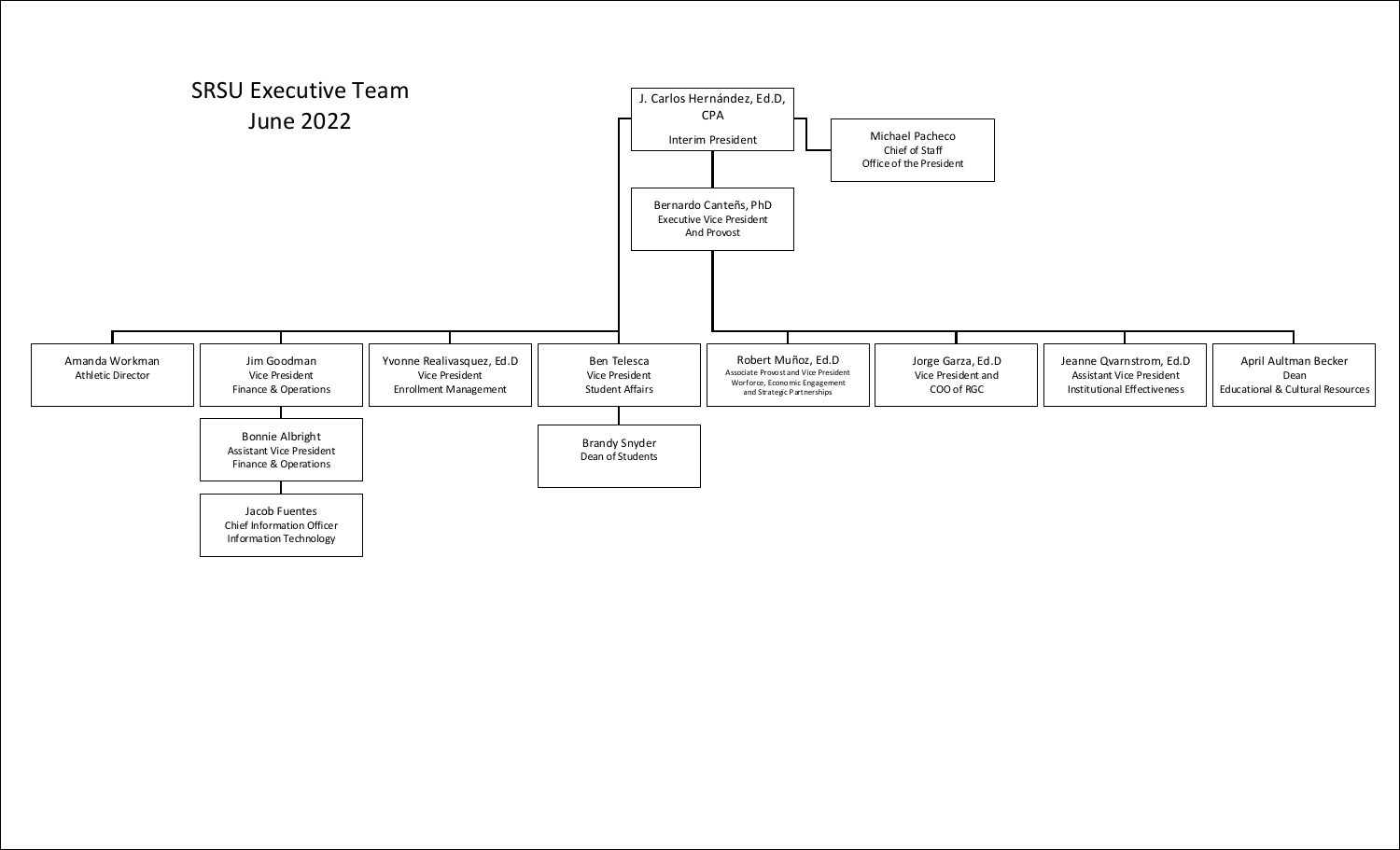# SRSU Executive Team
## June 2022

**J. Carlos Hernández, Ed.D, CPA**
Interim President

- **Michael Pacheco**
  Chief of Staff
  Office of the President

- **Bernardo Canteñs, PhD**
  Executive Vice President
  And Provost
  - **Robert Muñoz, Ed.D**
    Associate Provost and Vice President
    Worforce, Economic Engagement and Strategic Partnerships
  - **Jorge Garza, Ed.D**
    Vice President and
    COO of RGC
  - **Jeanne Qvarnstrom, Ed.D**
    Assistant Vice President
    Institutional Effectiveness
  - **April Aultman Becker**
    Dean
    Educational & Cultural Resources

- **Amanda Workman**
  Athletic Director

- **Jim Goodman**
  Vice President
  Finance & Operations
  - **Bonnie Albright**
    Assistant Vice President
    Finance & Operations
    - **Jacob Fuentes**
      Chief Information Officer
      Information Technology

- **Yvonne Realivasquez, Ed.D**
  Vice President
  Enrollment Management

- **Ben Telesca**
  Vice President
  Student Affairs
  - **Brandy Snyder**
    Dean of Students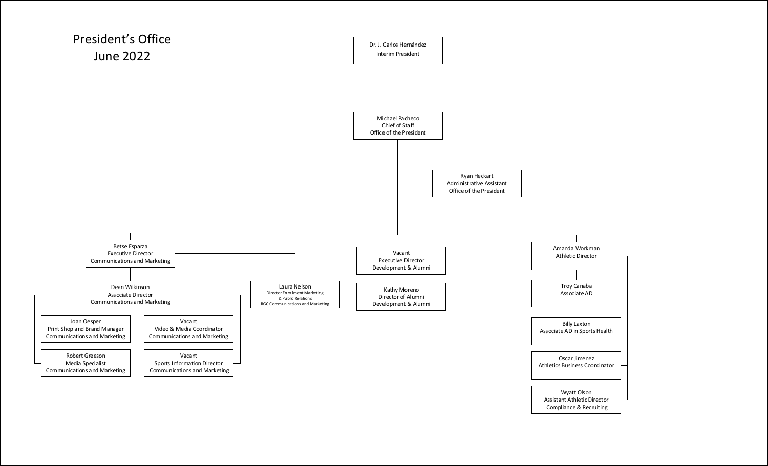# President's Office
## June 2022

- **Dr. J. Carlos Hernández** — Interim President
  - **Michael Pacheco** — Chief of Staff, Office of the President
    - **Ryan Heckart** — Administrative Assistant, Office of the President
    - **Betse Esparza** — Executive Director, Communications and Marketing
      - **Dean Wilkinson** — Associate Director, Communications and Marketing
        - **Joan Oesper** — Print Shop and Brand Manager, Communications and Marketing
        - **Robert Greeson** — Media Specialist, Communications and Marketing
        - **Vacant** — Video & Media Coordinator, Communications and Marketing
        - **Vacant** — Sports Information Director, Communications and Marketing
      - **Laura Nelson** — Director Enrollment Marketing & Public Relations, RGC Communications and Marketing
    - **Vacant** — Executive Director, Development & Alumni
      - **Kathy Moreno** — Director of Alumni, Development & Alumni
    - **Amanda Workman** — Athletic Director
      - **Troy Canaba** — Associate AD
      - **Billy Laxton** — Associate AD in Sports Health
      - **Oscar Jimenez** — Athletics Business Coordinator
      - **Wyatt Olson** — Assistant Athletic Director, Compliance & Recruiting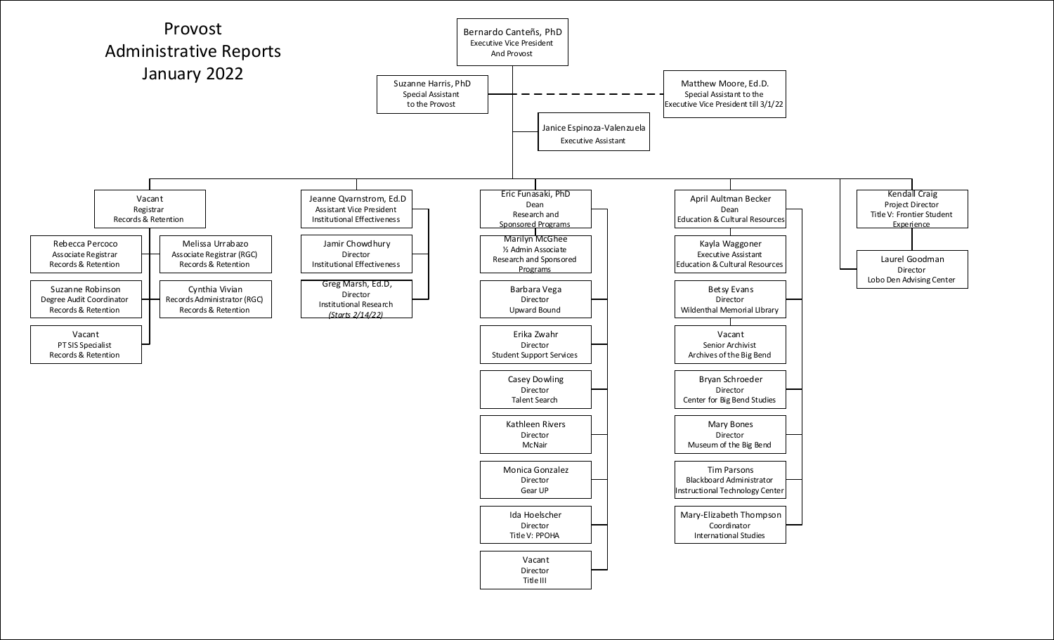# Provost Administrative Reports January 2022

**Bernardo Canteñs, PhD**
Executive Vice President And Provost

- **Suzanne Harris, PhD** — Special Assistant to the Provost
- **Matthew Moore, Ed.D.** — Special Assistant to the Executive Vice President till 3/1/22
- **Janice Espinoza-Valenzuela** — Executive Assistant

## Vacant — Registrar, Records & Retention

- Rebecca Percoco — Associate Registrar, Records & Retention
- Melissa Urrabazo — Associate Registrar (RGC), Records & Retention
- Suzanne Robinson — Degree Audit Coordinator, Records & Retention
- Cynthia Vivian — Records Administrator (RGC), Records & Retention
- Vacant — PT SIS Specialist, Records & Retention

## Jeanne Qvarnstrom, Ed.D — Assistant Vice President, Institutional Effectiveness

- Jamir Chowdhury — Director, Institutional Effectiveness
- Greg Marsh, Ed.D, — Director, Institutional Research *(Starts 2/14/22)*

## Eric Funasaki, PhD — Dean, Research and Sponsored Programs

- Marilyn McGhee — ½ Admin Associate, Research and Sponsored Programs
- Barbara Vega — Director, Upward Bound
- Erika Zwahr — Director, Student Support Services
- Casey Dowling — Director, Talent Search
- Kathleen Rivers — Director, McNair
- Monica Gonzalez — Director, Gear UP
- Ida Hoelscher — Director, Title V: PPOHA
- Vacant — Director, Title III

## April Aultman Becker — Dean, Education & Cultural Resources

- Kayla Waggoner — Executive Assistant, Education & Cultural Resources
- Betsy Evans — Director, Wildenthal Memorial Library
- Vacant — Senior Archivist, Archives of the Big Bend
- Bryan Schroeder — Director, Center for Big Bend Studies
- Mary Bones — Director, Museum of the Big Bend
- Tim Parsons — Blackboard Administrator, Instructional Technology Center
- Mary-Elizabeth Thompson — Coordinator, International Studies

## Kendall Craig — Project Director, Title V: Frontier Student Experience

## Laurel Goodman — Director, Lobo Den Advising Center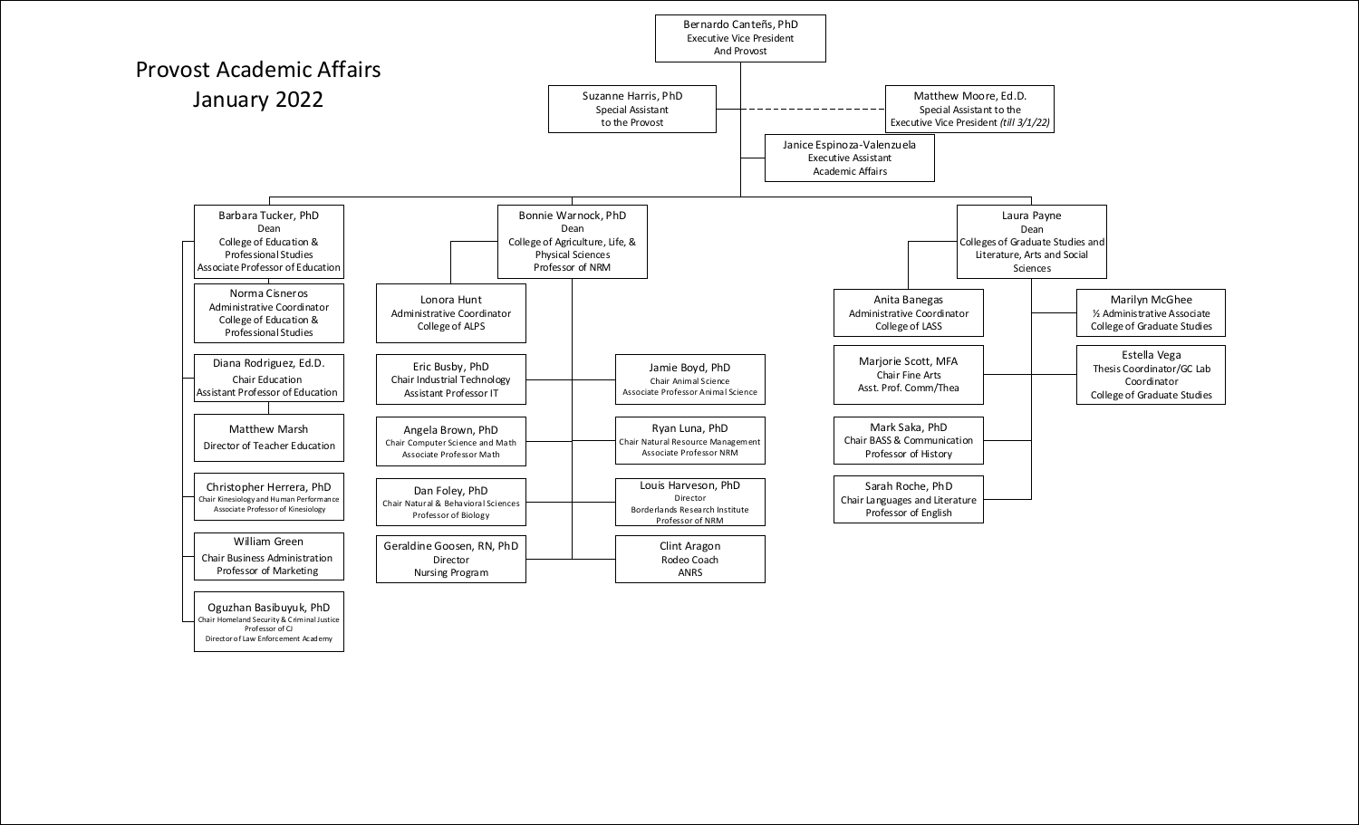# Provost Academic Affairs
## January 2022

- **Bernardo Canteñs, PhD** — Executive Vice President And Provost
  - Suzanne Harris, PhD — Special Assistant to the Provost
  - Matthew Moore, Ed.D. — Special Assistant to the Executive Vice President *(till 3/1/22)*
  - Janice Espinoza-Valenzuela — Executive Assistant Academic Affairs
  - **Barbara Tucker, PhD** — Dean, College of Education & Professional Studies, Associate Professor of Education
    - Norma Cisneros — Administrative Coordinator College of Education & Professional Studies
    - Diana Rodriguez, Ed.D. — Chair Education, Assistant Professor of Education
      - Matthew Marsh — Director of Teacher Education
    - Christopher Herrera, PhD — Chair Kinesiology and Human Performance, Associate Professor of Kinesiology
    - William Green — Chair Business Administration, Professor of Marketing
    - Oguzhan Basibuyuk, PhD — Chair Homeland Security & Criminal Justice, Professor of CJ, Director of Law Enforcement Academy
  - **Bonnie Warnock, PhD** — Dean, College of Agriculture, Life, & Physical Sciences, Professor of NRM
    - Lonora Hunt — Administrative Coordinator College of ALPS
    - Eric Busby, PhD — Chair Industrial Technology, Assistant Professor IT
    - Angela Brown, PhD — Chair Computer Science and Math, Associate Professor Math
    - Dan Foley, PhD — Chair Natural & Behavioral Sciences, Professor of Biology
    - Geraldine Goosen, RN, PhD — Director Nursing Program
    - Jamie Boyd, PhD — Chair Animal Science, Associate Professor Animal Science
    - Ryan Luna, PhD — Chair Natural Resource Management, Associate Professor NRM
    - Louis Harveson, PhD — Director Borderlands Research Institute, Professor of NRM
    - Clint Aragon — Rodeo Coach ANRS
  - **Laura Payne** — Dean, Colleges of Graduate Studies and Literature, Arts and Social Sciences
    - Anita Banegas — Administrative Coordinator College of LASS
    - Marjorie Scott, MFA — Chair Fine Arts, Asst. Prof. Comm/Thea
    - Mark Saka, PhD — Chair BASS & Communication, Professor of History
    - Sarah Roche, PhD — Chair Languages and Literature, Professor of English
    - Marilyn McGhee — ½ Administrative Associate College of Graduate Studies
    - Estella Vega — Thesis Coordinator/GC Lab Coordinator College of Graduate Studies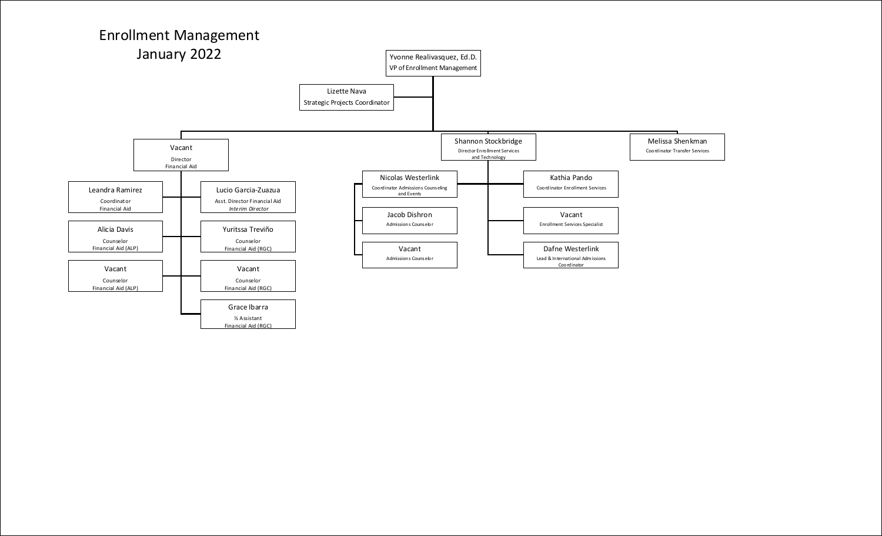# Enrollment Management
## January 2022

- **Yvonne Realivasquez, Ed.D.** — VP of Enrollment Management
  - **Lizette Nava** — Strategic Projects Coordinator
  - **Vacant** — Director Financial Aid
    - **Leandra Ramirez** — Coordinator Financial Aid
    - **Lucio Garcia-Zuazua** — Asst. Director Financial Aid *Interim Director*
    - **Alicia Davis** — Counselor Financial Aid (ALP)
    - **Yuritssa Treviño** — Counselor Financial Aid (RGC)
    - **Vacant** — Counselor Financial Aid (ALP)
    - **Vacant** — Counselor Financial Aid (RGC)
    - **Grace Ibarra** — ½ Assistant Financial Aid (RGC)
  - **Shannon Stockbridge** — Director Enrollment Services and Technology
    - **Nicolas Westerlink** — Coordinator Admissions Counseling and Events
      - **Jacob Dishron** — Admissions Counselor
      - **Vacant** — Admissions Counselor
    - **Kathia Pando** — Coordinator Enrollment Services
    - **Vacant** — Enrollment Services Specialist
    - **Dafne Westerlink** — Lead & International Admissions Coordinator
  - **Melissa Shenkman** — Coordinator Transfer Services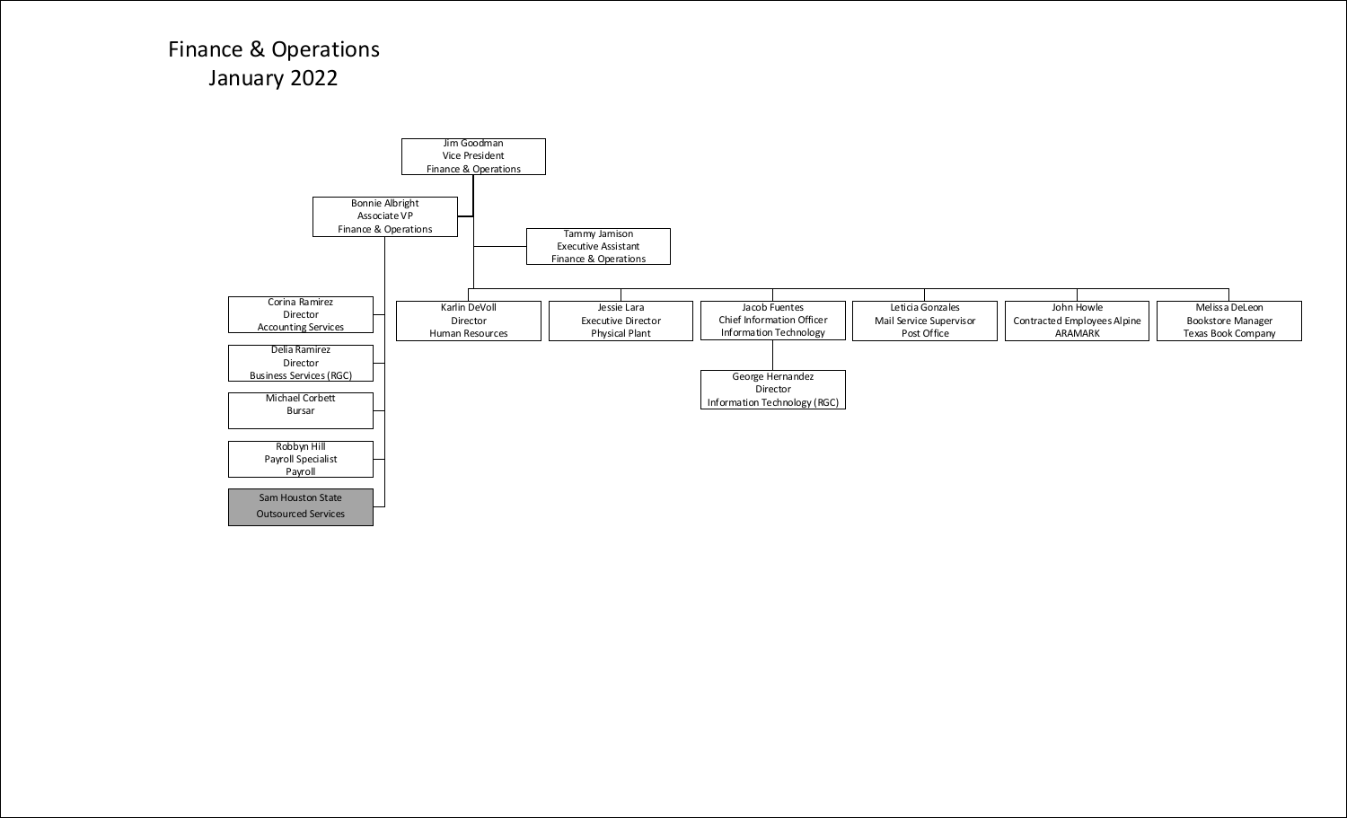# Finance & Operations
## January 2022

- **Jim Goodman** – Vice President, Finance & Operations
  - **Tammy Jamison** – Executive Assistant, Finance & Operations
  - **Bonnie Albright** – Associate VP, Finance & Operations
    - Corina Ramirez – Director, Accounting Services
    - Delia Ramirez – Director, Business Services (RGC)
    - Michael Corbett – Bursar
    - Robbyn Hill – Payroll Specialist, Payroll
    - Sam Houston State – Outsourced Services
  - **Karlin DeVoll** – Director, Human Resources
  - **Jessie Lara** – Executive Director, Physical Plant
  - **Jacob Fuentes** – Chief Information Officer, Information Technology
    - George Hernandez – Director, Information Technology (RGC)
  - **Leticia Gonzales** – Mail Service Supervisor, Post Office
  - **John Howle** – Contracted Employees Alpine, ARAMARK
  - **Melissa DeLeon** – Bookstore Manager, Texas Book Company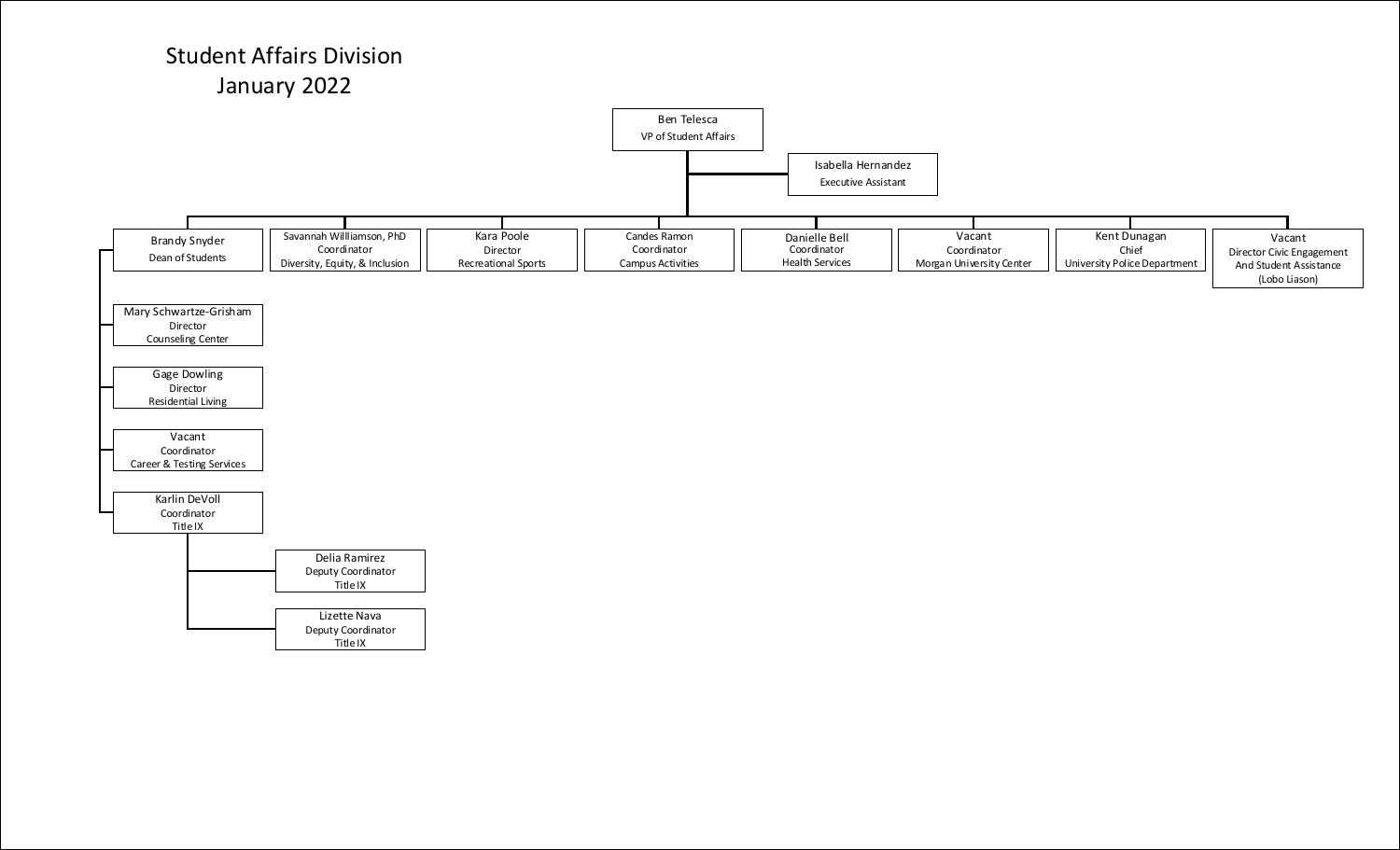# Student Affairs Division
## January 2022

- **Ben Telesca** — VP of Student Affairs
  - **Isabella Hernandez** — Executive Assistant
  - **Brandy Snyder** — Dean of Students
    - **Mary Schwartze-Grisham** — Director, Counseling Center
    - **Gage Dowling** — Director, Residential Living
    - **Vacant** — Coordinator, Career & Testing Services
    - **Karlin DeVoll** — Coordinator, Title IX
      - **Delia Ramirez** — Deputy Coordinator, Title IX
      - **Lizette Nava** — Deputy Coordinator, Title IX
  - **Savannah Willliamson, PhD** — Coordinator, Diversity, Equity, & Inclusion
  - **Kara Poole** — Director, Recreational Sports
  - **Candes Ramon** — Coordinator, Campus Activities
  - **Danielle Bell** — Coordinator, Health Services
  - **Vacant** — Coordinator, Morgan University Center
  - **Kent Dunagan** — Chief, University Police Department
  - **Vacant** — Director Civic Engagement And Student Assistance (Lobo Liason)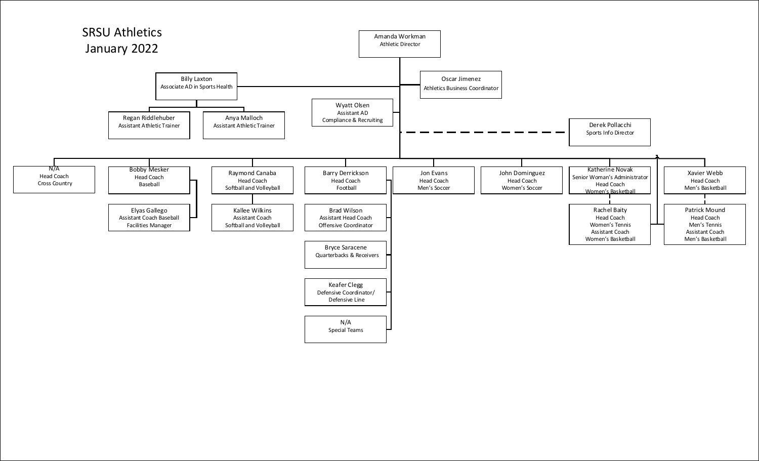# SRSU Athletics
## January 2022

Amanda Workman
Athletic Director

Billy Laxton
Associate AD in Sports Health

Regan Riddlehuber
Assistant Athletic Trainer

Anya Malloch
Assistant Athletic Trainer

Oscar Jimenez
Athletics Business Coordinator

Wyatt Olsen
Assistant AD
Compliance & Recruiting

Derek Pollacchi
Sports Info Director

N/A
Head Coach
Cross Country

Bobby Mesker
Head Coach
Baseball

Elyas Gallego
Assistant Coach Baseball
Facilities Manager

Raymond Canaba
Head Coach
Softball and Volleyball

Kallee Wilkins
Assistant Coach
Softball and Volleyball

Barry Derrickson
Head Coach
Football

Brad Wilson
Assistant Head Coach
Offensive Coordinator

Bryce Saracene
Quarterbacks & Receivers

Keafer Clegg
Defensive Coordinator/
Defensive Line

N/A
Special Teams

Jon Evans
Head Coach
Men's Soccer

John Dominguez
Head Coach
Women's Soccer

Katherine Novak
Senior Woman's Administrator
Head Coach
Women's Basketball

Rachel Baity
Head Coach
Women's Tennis
Assistant Coach
Women's Basketball

Xavier Webb
Head Coach
Men's Basketball

Patrick Mound
Head Coach
Men's Tennis
Assistant Coach
Men's Basketball